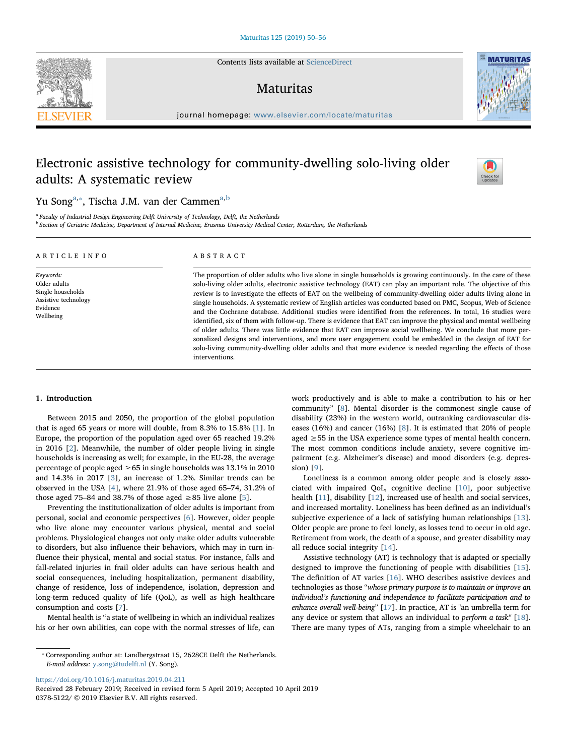# Electronic assistive technology for community-dwelling solo-living older adults: A systematic review

Yu Song[a,*], Tischa J.M. van der Cammen[a,b]

[a] Faculty of Industrial Design Engineering Delft University of Technology, Delft, the Netherlands
[b] Section of Geriatric Medicine, Department of Internal Medicine, Erasmus University Medical Center, Rotterdam, the Netherlands

## ARTICLE INFO

*Keywords:*
Older adults
Single households
Assistive technology
Evidence
Wellbeing

## ABSTRACT

The proportion of older adults who live alone in single households is growing continuously. In the care of these solo-living older adults, electronic assistive technology (EAT) can play an important role. The objective of this review is to investigate the effects of EAT on the wellbeing of community-dwelling older adults living alone in single households. A systematic review of English articles was conducted based on PMC, Scopus, Web of Science and the Cochrane database. Additional studies were identified from the references. In total, 16 studies were identified, six of them with follow-up. There is evidence that EAT can improve the physical and mental wellbeing of older adults. There was little evidence that EAT can improve social wellbeing. We conclude that more personalized designs and interventions, and more user engagement could be embedded in the design of EAT for solo-living community-dwelling older adults and that more evidence is needed regarding the effects of those interventions.

## 1. Introduction

Between 2015 and 2050, the proportion of the global population that is aged 65 years or more will double, from 8.3% to 15.8% [1]. In Europe, the proportion of the population aged over 65 reached 19.2% in 2016 [2]. Meanwhile, the number of older people living in single households is increasing as well; for example, in the EU-28, the average percentage of people aged ≥65 in single households was 13.1% in 2010 and 14.3% in 2017 [3], an increase of 1.2%. Similar trends can be observed in the USA [4], where 21.9% of those aged 65–74, 31.2% of those aged 75–84 and 38.7% of those aged ≥85 live alone [5].

Preventing the institutionalization of older adults is important from personal, social and economic perspectives [6]. However, older people who live alone may encounter various physical, mental and social problems. Physiological changes not only make older adults vulnerable to disorders, but also influence their behaviors, which may in turn influence their physical, mental and social status. For instance, falls and fall-related injuries in frail older adults can have serious health and social consequences, including hospitalization, permanent disability, change of residence, loss of independence, isolation, depression and long-term reduced quality of life (QoL), as well as high healthcare consumption and costs [7].

Mental health is "a state of wellbeing in which an individual realizes his or her own abilities, can cope with the normal stresses of life, can work productively and is able to make a contribution to his or her community" [8]. Mental disorder is the commonest single cause of disability (23%) in the western world, outranking cardiovascular diseases (16%) and cancer (16%) [8]. It is estimated that 20% of people aged ≥55 in the USA experience some types of mental health concern. The most common conditions include anxiety, severe cognitive impairment (e.g. Alzheimer's disease) and mood disorders (e.g. depression) [9].

Loneliness is a common among older people and is closely associated with impaired QoL, cognitive decline [10], poor subjective health [11], disability [12], increased use of health and social services, and increased mortality. Loneliness has been defined as an individual's subjective experience of a lack of satisfying human relationships [13]. Older people are prone to feel lonely, as losses tend to occur in old age. Retirement from work, the death of a spouse, and greater disability may all reduce social integrity [14].

Assistive technology (AT) is technology that is adapted or specially designed to improve the functioning of people with disabilities [15]. The definition of AT varies [16]. WHO describes assistive devices and technologies as those "*whose primary purpose is to maintain or improve an individual's functioning and independence to facilitate participation and to enhance overall well-being*" [17]. In practice, AT is "an umbrella term for any device or system that allows an individual to *perform a task*" [18]. There are many types of ATs, ranging from a simple wheelchair to an

---

* Corresponding author at: Landbergstraat 15, 2628CE Delft the Netherlands.
*E-mail address:* y.song@tudelft.nl (Y. Song).

https://doi.org/10.1016/j.maturitas.2019.04.211
Received 28 February 2019; Received in revised form 5 April 2019; Accepted 10 April 2019
0378-5122/ © 2019 Elsevier B.V. All rights reserved.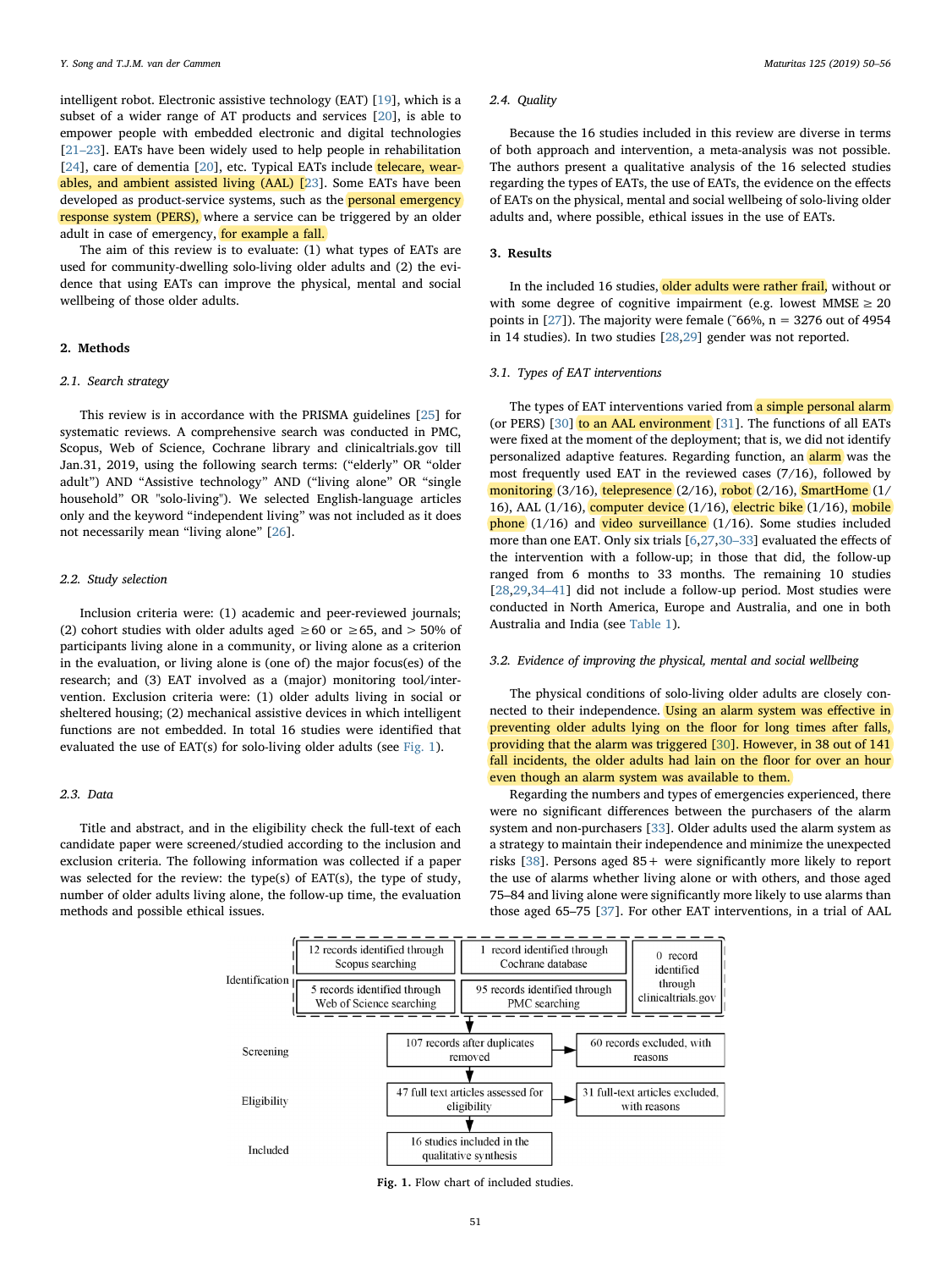intelligent robot. Electronic assistive technology (EAT) [19], which is a subset of a wider range of AT products and services [20], is able to empower people with embedded electronic and digital technologies [21–23]. EATs have been widely used to help people in rehabilitation [24], care of dementia [20], etc. Typical EATs include telecare, wearables, and ambient assisted living (AAL) [23]. Some EATs have been developed as product-service systems, such as the personal emergency response system (PERS), where a service can be triggered by an older adult in case of emergency, for example a fall.

The aim of this review is to evaluate: (1) what types of EATs are used for community-dwelling solo-living older adults and (2) the evidence that using EATs can improve the physical, mental and social wellbeing of those older adults.

## 2. Methods

### 2.1. Search strategy

This review is in accordance with the PRISMA guidelines [25] for systematic reviews. A comprehensive search was conducted in PMC, Scopus, Web of Science, Cochrane library and clinicaltrials.gov till Jan.31, 2019, using the following search terms: (“elderly” OR “older adult”) AND “Assistive technology” AND (“living alone” OR “single household” OR "solo-living"). We selected English-language articles only and the keyword “independent living” was not included as it does not necessarily mean “living alone” [26].

### 2.2. Study selection

Inclusion criteria were: (1) academic and peer-reviewed journals; (2) cohort studies with older adults aged ≥60 or ≥65, and > 50% of participants living alone in a community, or living alone as a criterion in the evaluation, or living alone is (one of) the major focus(es) of the research; and (3) EAT involved as a (major) monitoring tool/intervention. Exclusion criteria were: (1) older adults living in social or sheltered housing; (2) mechanical assistive devices in which intelligent functions are not embedded. In total 16 studies were identified that evaluated the use of EAT(s) for solo-living older adults (see Fig. 1).

### 2.3. Data

Title and abstract, and in the eligibility check the full-text of each candidate paper were screened/studied according to the inclusion and exclusion criteria. The following information was collected if a paper was selected for the review: the type(s) of EAT(s), the type of study, number of older adults living alone, the follow-up time, the evaluation methods and possible ethical issues.

### 2.4. Quality

Because the 16 studies included in this review are diverse in terms of both approach and intervention, a meta-analysis was not possible. The authors present a qualitative analysis of the 16 selected studies regarding the types of EATs, the use of EATs, the evidence on the effects of EATs on the physical, mental and social wellbeing of solo-living older adults and, where possible, ethical issues in the use of EATs.

## 3. Results

In the included 16 studies, older adults were rather frail, without or with some degree of cognitive impairment (e.g. lowest MMSE ≥ 20 points in [27]). The majority were female (˜66%, n = 3276 out of 4954 in 14 studies). In two studies [28,29] gender was not reported.

### 3.1. Types of EAT interventions

The types of EAT interventions varied from a simple personal alarm (or PERS) [30] to an AAL environment [31]. The functions of all EATs were fixed at the moment of the deployment; that is, we did not identify personalized adaptive features. Regarding function, an alarm was the most frequently used EAT in the reviewed cases (7/16), followed by monitoring (3/16), telepresence (2/16), robot (2/16), SmartHome (1/16), AAL (1/16), computer device (1/16), electric bike (1/16), mobile phone (1/16) and video surveillance (1/16). Some studies included more than one EAT. Only six trials [6,27,30–33] evaluated the effects of the intervention with a follow-up; in those that did, the follow-up ranged from 6 months to 33 months. The remaining 10 studies [28,29,34–41] did not include a follow-up period. Most studies were conducted in North America, Europe and Australia, and one in both Australia and India (see Table 1).

### 3.2. Evidence of improving the physical, mental and social wellbeing

The physical conditions of solo-living older adults are closely connected to their independence. Using an alarm system was effective in preventing older adults lying on the floor for long times after falls, providing that the alarm was triggered [30]. However, in 38 out of 141 fall incidents, the older adults had lain on the floor for over an hour even though an alarm system was available to them.

Regarding the numbers and types of emergencies experienced, there were no significant differences between the purchasers of the alarm system and non-purchasers [33]. Older adults used the alarm system as a strategy to maintain their independence and minimize the unexpected risks [38]. Persons aged 85+ were significantly more likely to report the use of alarms whether living alone or with others, and those aged 75–84 and living alone were significantly more likely to use alarms than those aged 65–75 [37]. For other EAT interventions, in a trial of AAL

| | | | |
|---|---|---|---|
| Identification | 12 records identified through Scopus searching | 1 record identified through Cochrane database | 0 record identified through clinicaltrials.gov |
| | 5 records identified through Web of Science searching | 95 records identified through PMC searching | |
| Screening | 107 records after duplicates removed | 60 records excluded, with reasons | |
| Eligibility | 47 full text articles assessed for eligibility | 31 full-text articles excluded, with reasons | |
| Included | 16 studies included in the qualitative synthesis | | |

**Fig. 1.** Flow chart of included studies.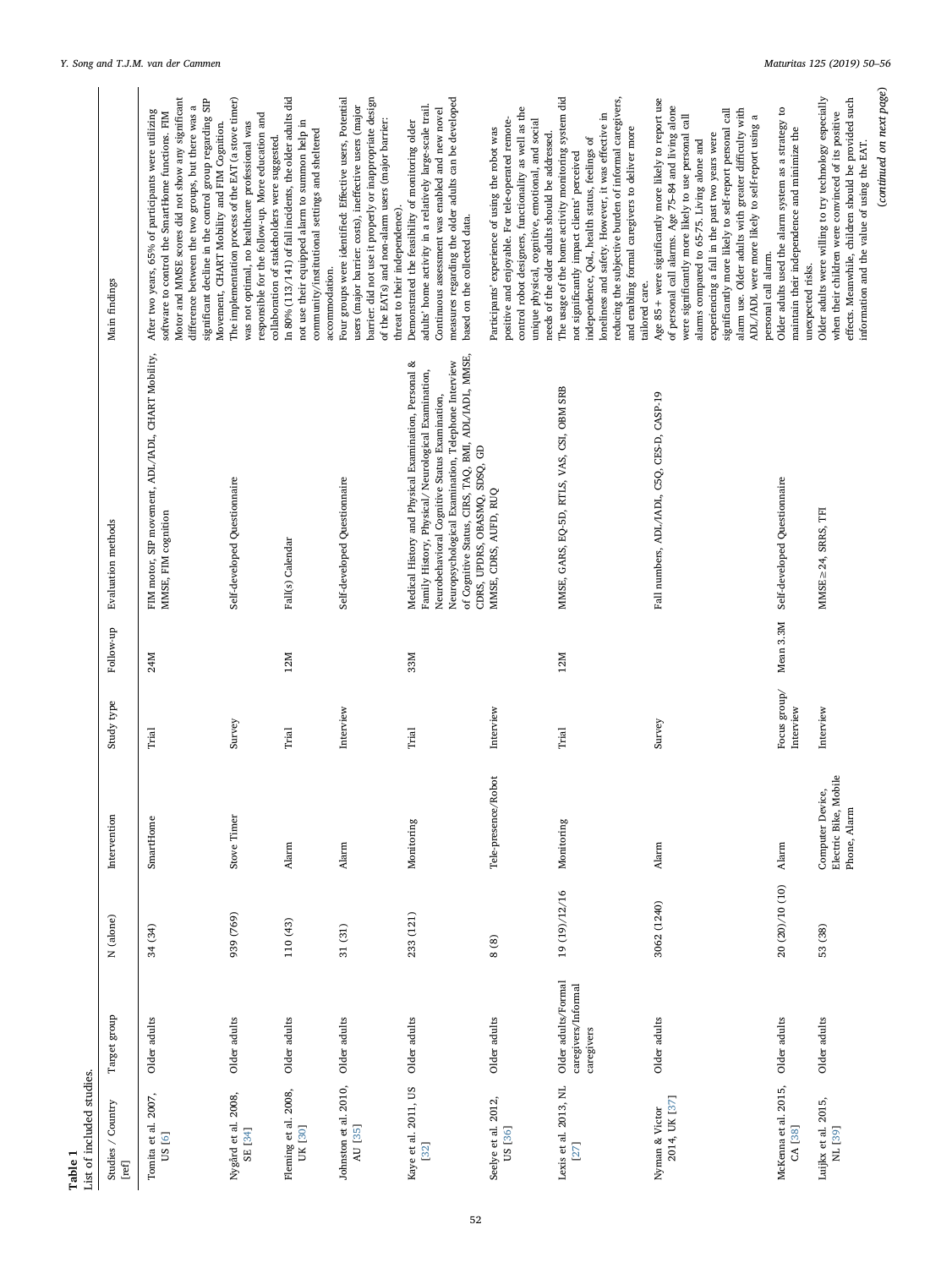**Table 1**
List of included studies.

| Studies / Country [ref] | Target group | N (alone) | Intervention | Study type | Follow-up | Evaluation methods | Main findings |
|---|---|---|---|---|---|---|---|
| Tomita et al. 2007, US [6] | Older adults | 34 (34) | SmartHome | Trial | 24M | FIM motor, SIP movement, ADL/IADL, CHART Mobility, MMSE, FIM cognition | After two years, 65% of participants were utilizing software to control the SmartHome functions. FIM Motor and MMSE scores did not show any significant difference between the two groups, but there was a significant decline in the control group regarding SIP Movement, CHART Mobility and FIM Cognition. |
| Nygård et al. 2008, SE [34] | Older adults | 939 (769) | Stove Timer | Survey | | Self-developed Questionnaire | The implementation process of the EAT (a stove timer) was not optimal, no healthcare professional was responsible for the follow-up. More education and collaboration of stakeholders were suggested. |
| Fleming et al. 2008, UK [30] | Older adults | 110 (43) | Alarm | Trial | 12M | Fall(s) Calendar | In 80% (113/141) of fall incidents, the older adults did not use their equipped alarm to summon help in community/institutional settings and sheltered accommodation. |
| Johnston et al. 2010, AU [35] | Older adults | 31 (31) | Alarm | Interview | | Self-developed Questionnaire | Four groups were identified: Effective users, Potential users (major barrier: costs), ineffective users (major barrier: did not use it properly or inappropriate design of the EATs) and non-alarm users (major barrier: threat to their independence). |
| Kaye et al. 2011, US [32] | Older adults | 233 (121) | Monitoring | Trial | 33M | Medical History and Physical Examination, Personal & Family History, Physical/Neurological Examination, Neurobehavioral Cognitive Status Examination, Neuropsychological Examination, Telephone Interview of Cognitive Status, CIRS, TAQ, BMI, ADL/IADL, MMSE, CDRS, UPDRS, OBASMQ, SDSQ, GD | Demonstrated the feasibility of monitoring older adults' home activity in a relatively large-scale trail. Continuous assessment was enabled and new novel measures regarding the older adults can be developed based on the collected data. |
| Seelye et al. 2012, US [36] | Older adults | 8 (8) | Tele-presence/Robot | Interview | | MMSE, CDRS, AUFD, RUQ | Participants' experience of using the robot was positive and enjoyable. For tele-operated remote-control robot designers, functionality as well as the unique physical, cognitive, emotional, and social needs of the older adults should be addressed. |
| Lexis et al. 2013, NL [27] | Older adults/Formal caregivers/Informal caregivers | 19 (19)/12/16 | Monitoring | Trial | 12M | MMSE, GARS, EQ-5D, RTLS, VAS, CSI, OBM SRB | The usage of the home activity monitoring system did not significantly impact clients' perceived independence, QoL, health status, feelings of loneliness and safety. However, it was effective in reducing the subjective burden of informal caregivers, and enabling formal caregivers to deliver more tailored care. |
| Nyman & Victor 2014, UK [37] | Older adults | 3062 (1240) | Alarm | Survey | | Fall numbers, ADL/IADL, CSQ, CES-D, CASP-19 | Age 85+ were significantly more likely to report use of personal call alarms. Age 75–84 and living alone were significantly more likely to use personal call alarms compared to 65-75. Living alone and experiencing a fall in the past two years were significantly more likely to self-report personal call alarm use. Older adults with greater difficulty with ADL/IADL were more likely to self-report using a personal call alarm. |
| McKenna et al. 2015, CA [38] | Older adults | 20 (20)/10 (10) | Alarm | Focus group/ Interview | Mean 3.3M | Self-developed Questionnaire | Older adults used the alarm system as a strategy to maintain their independence and minimize the unexpected risks. |
| Luijkx et al. 2015, NL [39] | Older adults | 53 (38) | Computer Device, Electric Bike, Mobile Phone, Alarm | Interview | | MMSE≥24, SRRS, TFI | Older adults were willing to try technology especially when their children were convinced of its positive effects. Meanwhile, children should be provided such information and the value of using the EAT. |

(*continued on next page*)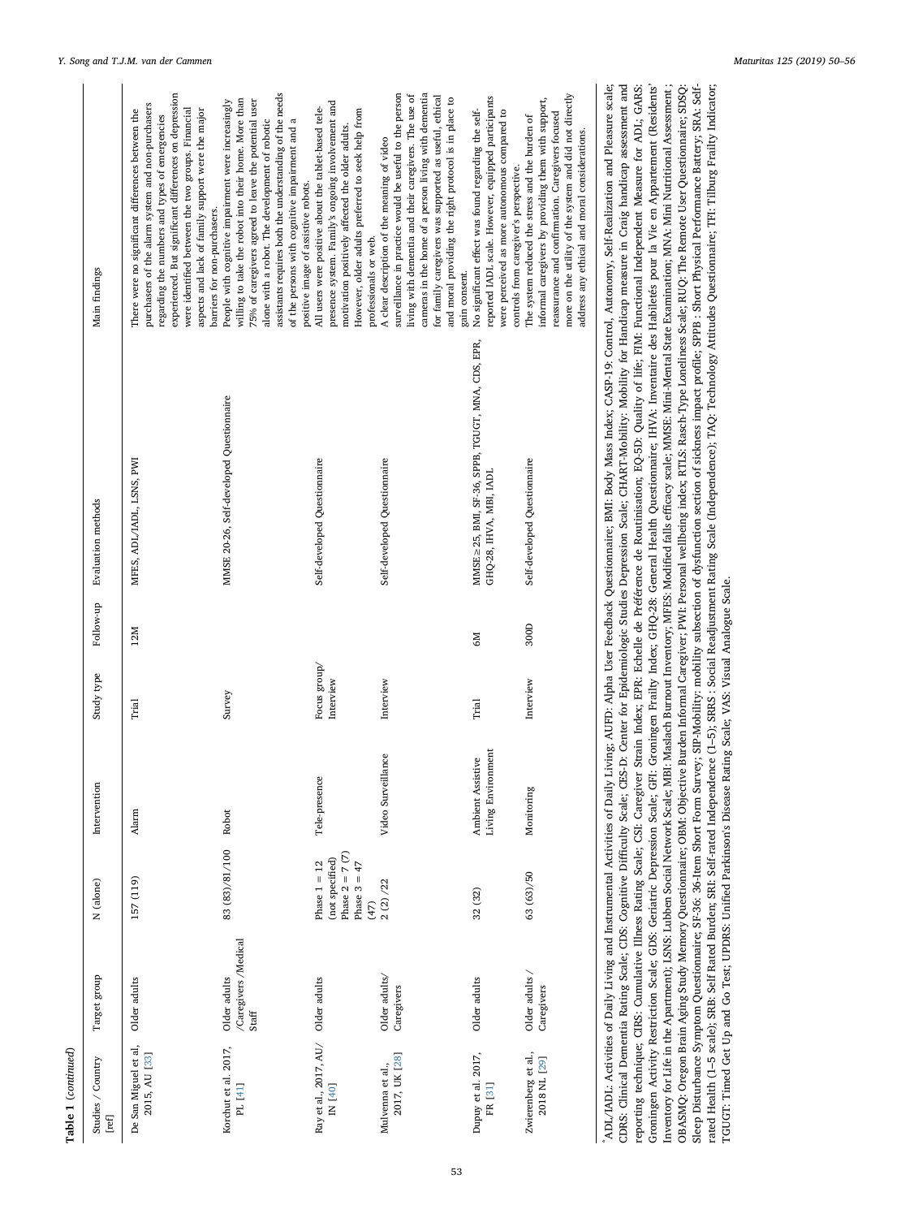**Table 1** (*continued*)

| Studies / Country [ref] | Target group | N (alone) | Intervention | Study type | Follow-up | Evaluation methods | Main findings |
|---|---|---|---|---|---|---|---|
| De San Miguel et al., 2015, AU [33] | Older adults | 157 (119) | Alarm | Trial | 12M | MFES, ADL/IADL, LSNS, PWI | There were no significant differences between the purchasers of the alarm system and non-purchasers regarding the numbers and types of emergencies experienced. But significant differences on depression were identified between the two groups. Financial aspects and lack of family support were the major barriers for non-purchasers. |
| Korchut et al. 2017, PL [41] | Older adults /Caregivers /Medical Staff | 83 (83)/81/100 | Robot | Survey | | MMSE 20-26, Self-developed Questionnaire | People with cognitive impairment were increasingly willing to take the robot into their home. More than 75% of caregivers agreed to leave the potential user alone with a robot. The development of robotic assistants requires both the understanding of the needs of the persons with cognitive impairment and a positive image of assistive robots. |
| Ray et al., 2017, AU/ IN [40] | Older adults | Phase 1 = 12 (not specified) Phase 2 = 7 (7) Phase 3 = 47 (47) | Tele-presence | Focus group/ Interview | | Self-developed Questionnaire | All users were positive about the tablet-based tele-presence system. Family's ongoing involvement and motivation positively affected the older adults. However, older adults preferred to seek help from professionals or web. |
| Mulvenna et al., 2017, UK [28] | Older adults/ Caregivers | 2 (2) /22 | Video Surveillance | Interview | | Self-developed Questionnaire | A clear description of the meaning of video surveillance in practice would be useful to the person living with dementia and their caregivers. The use of cameras in the home of a person living with dementia for family caregivers was supported as useful, ethical and moral providing the right protocol is in place to gain consent. |
| Dupuy et al. 2017, FR [31] | Older adults | 32 (32) | Ambient Assistive Living Environment | Trial | 6M | MMSE ≥ 25, BMI, SF-36, SPPB, TGUGT, MNA, CDS, EPR, GHQ-28, IHVA, MBI, IADL | No significant effect was found regarding the self-reported IADL scale. However, equipped participants were perceived as more autonomous compared to controls from caregiver's perspective. |
| Zwierenberg et al., 2018 NL [29] | Older adults / Caregivers | 63 (63)/50 | Monitoring | Interview | 300D | Self-developed Questionnaire | The system reduced the stress and the burden of informal caregivers by providing them with support, reassurance and confirmation. Caregivers focused more on the utility of the system and did not directly address any ethical and moral considerations. |

[a]ADL/IADL: Activities of Daily Living and Instrumental Activities of Daily Living; AUFD: Alpha User Feedback Questionnaire; BMI: Body Mass Index; CASP-19: Control, Autonomy, Self-Realization and Pleasure scale; CDRS: Clinical Dementia Rating Scale; CDS: Cognitive Difficulty Scale; CES-D: Center for Epidemiologic Studies Depression Scale; CHART-Mobility: Mobility for Handicap measure in Craig handicap assessment and reporting technique; CIRS: Cumulative Illness Rating Scale; CSI: Caregiver Strain Index; EPR: Echelle de Préférence de Routinisation; EQ-5D: Quality of life; FIM: Functional Independent Measure for ADL; GARS: Groningen Activity Restriction Scale; GDS: Geriatric Depression Scale; GFI: Groningen Frailty Index; GHQ-28: General Health Questionnaire; IHVA: Inventaire des Habiletés pour la Vie en Appartement (Residents' Inventory for Life in the Apartment); LSNS: Lubben Social Network Scale; MBI: Maslach Burnout Inventory; MFES: Modified falls efficacy scale; MMSE: Mini-Mental State Examination; MNA: Mini Nutritional Assessment ; OBASMQ: Oregon Brain Aging Study Memory Questionnaire; OBM: Objective Burden Informal Caregiver; PWI: Personal wellbeing index; RTLS: Rasch-Type Loneliness Scale; RUQ: The Remote User Questionnaire; SDSQ: Sleep Disturbance Symptom Questionnaire; SF-36: 36-Item Short Form Survey; SIP-Mobility: mobility subsection of dysfunction section of sickness impact profile; SPPB : Short Physical Performance Battery; SRA: Self-rated Health (1–5 scale); SRB: Self Rated Burden; SRI: Self-rated Independence (1–5); SRRS : Social Readjustment Rating Scale (Independence); TAQ: Technology Attitudes Questionnaire; TFI: Tilburg Frailty Indicator; TGUGT: Timed Get Up and Go Test; UPDRS: Unified Parkinson's Disease Rating Scale; VAS: Visual Analogue Scale.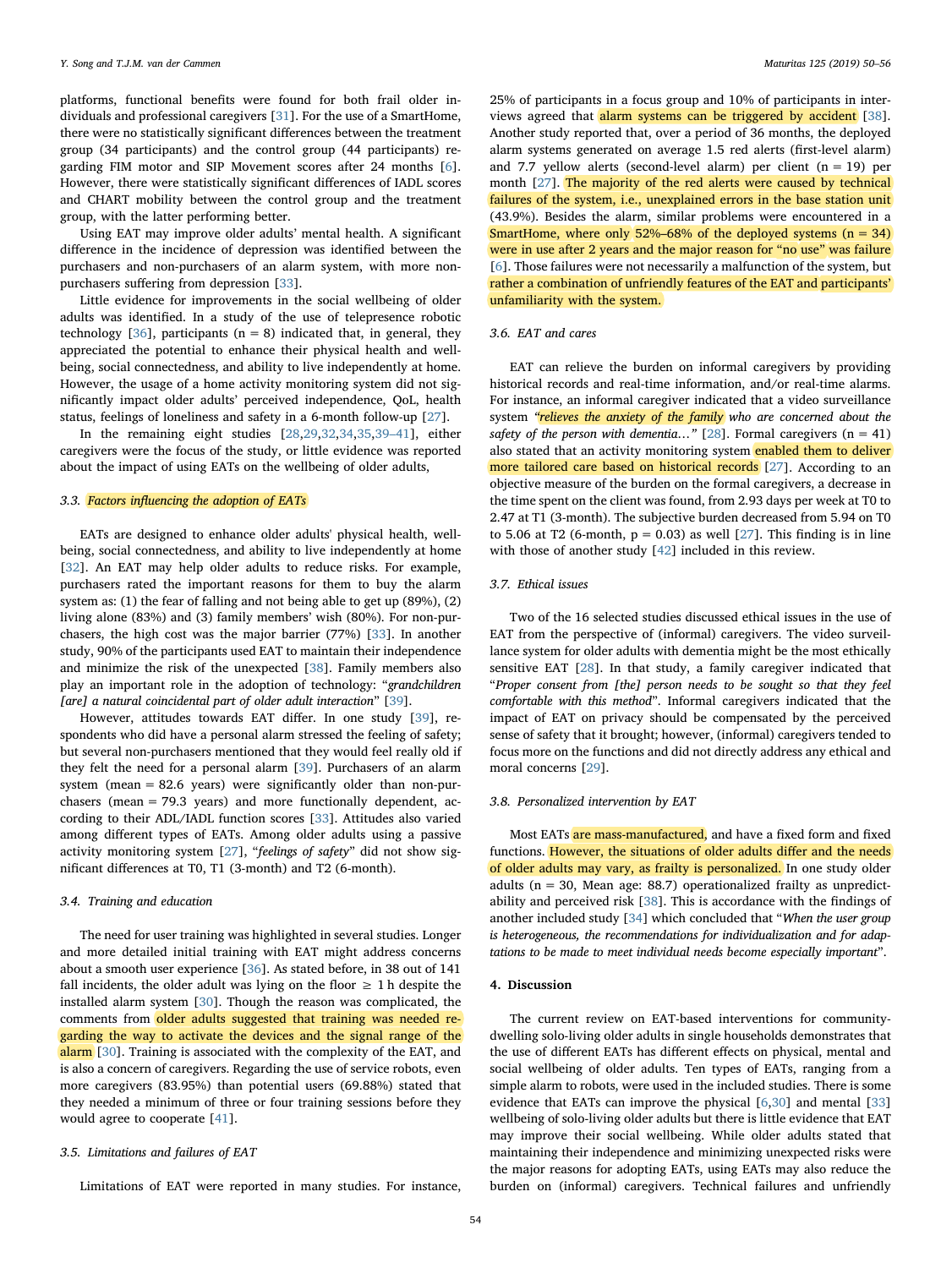platforms, functional benefits were found for both frail older individuals and professional caregivers [31]. For the use of a SmartHome, there were no statistically significant differences between the treatment group (34 participants) and the control group (44 participants) regarding FIM motor and SIP Movement scores after 24 months [6]. However, there were statistically significant differences of IADL scores and CHART mobility between the control group and the treatment group, with the latter performing better.

Using EAT may improve older adults' mental health. A significant difference in the incidence of depression was identified between the purchasers and non-purchasers of an alarm system, with more non-purchasers suffering from depression [33].

Little evidence for improvements in the social wellbeing of older adults was identified. In a study of the use of telepresence robotic technology [36], participants (n = 8) indicated that, in general, they appreciated the potential to enhance their physical health and wellbeing, social connectedness, and ability to live independently at home. However, the usage of a home activity monitoring system did not significantly impact older adults' perceived independence, QoL, health status, feelings of loneliness and safety in a 6-month follow-up [27].

In the remaining eight studies [28,29,32,34,35,39–41], either caregivers were the focus of the study, or little evidence was reported about the impact of using EATs on the wellbeing of older adults,

### 3.3. Factors influencing the adoption of EATs

EATs are designed to enhance older adults' physical health, wellbeing, social connectedness, and ability to live independently at home [32]. An EAT may help older adults to reduce risks. For example, purchasers rated the important reasons for them to buy the alarm system as: (1) the fear of falling and not being able to get up (89%), (2) living alone (83%) and (3) family members' wish (80%). For non-purchasers, the high cost was the major barrier (77%) [33]. In another study, 90% of the participants used EAT to maintain their independence and minimize the risk of the unexpected [38]. Family members also play an important role in the adoption of technology: "*grandchildren [are] a natural coincidental part of older adult interaction*" [39].

However, attitudes towards EAT differ. In one study [39], respondents who did have a personal alarm stressed the feeling of safety; but several non-purchasers mentioned that they would feel really old if they felt the need for a personal alarm [39]. Purchasers of an alarm system (mean = 82.6 years) were significantly older than non-purchasers (mean = 79.3 years) and more functionally dependent, according to their ADL/IADL function scores [33]. Attitudes also varied among different types of EATs. Among older adults using a passive activity monitoring system [27], "*feelings of safety*" did not show significant differences at T0, T1 (3-month) and T2 (6-month).

### 3.4. Training and education

The need for user training was highlighted in several studies. Longer and more detailed initial training with EAT might address concerns about a smooth user experience [36]. As stated before, in 38 out of 141 fall incidents, the older adult was lying on the floor ≥ 1 h despite the installed alarm system [30]. Though the reason was complicated, the comments from older adults suggested that training was needed regarding the way to activate the devices and the signal range of the alarm [30]. Training is associated with the complexity of the EAT, and is also a concern of caregivers. Regarding the use of service robots, even more caregivers (83.95%) than potential users (69.88%) stated that they needed a minimum of three or four training sessions before they would agree to cooperate [41].

### 3.5. Limitations and failures of EAT

Limitations of EAT were reported in many studies. For instance, 25% of participants in a focus group and 10% of participants in interviews agreed that alarm systems can be triggered by accident [38]. Another study reported that, over a period of 36 months, the deployed alarm systems generated on average 1.5 red alerts (first-level alarm) and 7.7 yellow alerts (second-level alarm) per client (n = 19) per month [27]. The majority of the red alerts were caused by technical failures of the system, i.e., unexplained errors in the base station unit (43.9%). Besides the alarm, similar problems were encountered in a SmartHome, where only 52%–68% of the deployed systems (n = 34) were in use after 2 years and the major reason for "no use" was failure [6]. Those failures were not necessarily a malfunction of the system, but rather a combination of unfriendly features of the EAT and participants' unfamiliarity with the system.

### 3.6. EAT and cares

EAT can relieve the burden on informal caregivers by providing historical records and real-time information, and/or real-time alarms. For instance, an informal caregiver indicated that a video surveillance system "*relieves the anxiety of the family who are concerned about the safety of the person with dementia…*" [28]. Formal caregivers (n = 41) also stated that an activity monitoring system enabled them to deliver more tailored care based on historical records [27]. According to an objective measure of the burden on the formal caregivers, a decrease in the time spent on the client was found, from 2.93 days per week at T0 to 2.47 at T1 (3-month). The subjective burden decreased from 5.94 on T0 to 5.06 at T2 (6-month, p = 0.03) as well [27]. This finding is in line with those of another study [42] included in this review.

### 3.7. Ethical issues

Two of the 16 selected studies discussed ethical issues in the use of EAT from the perspective of (informal) caregivers. The video surveillance system for older adults with dementia might be the most ethically sensitive EAT [28]. In that study, a family caregiver indicated that "*Proper consent from [the] person needs to be sought so that they feel comfortable with this method*". Informal caregivers indicated that the impact of EAT on privacy should be compensated by the perceived sense of safety that it brought; however, (informal) caregivers tended to focus more on the functions and did not directly address any ethical and moral concerns [29].

### 3.8. Personalized intervention by EAT

Most EATs are mass-manufactured, and have a fixed form and fixed functions. However, the situations of older adults differ and the needs of older adults may vary, as frailty is personalized. In one study older adults (n = 30, Mean age: 88.7) operationalized frailty as unpredictability and perceived risk [38]. This is accordance with the findings of another included study [34] which concluded that "*When the user group is heterogeneous, the recommendations for individualization and for adaptations to be made to meet individual needs become especially important*".

## 4. Discussion

The current review on EAT-based interventions for community-dwelling solo-living older adults in single households demonstrates that the use of different EATs has different effects on physical, mental and social wellbeing of older adults. Ten types of EATs, ranging from a simple alarm to robots, were used in the included studies. There is some evidence that EATs can improve the physical [6,30] and mental [33] wellbeing of solo-living older adults but there is little evidence that EAT may improve their social wellbeing. While older adults stated that maintaining their independence and minimizing unexpected risks were the major reasons for adopting EATs, using EATs may also reduce the burden on (informal) caregivers. Technical failures and unfriendly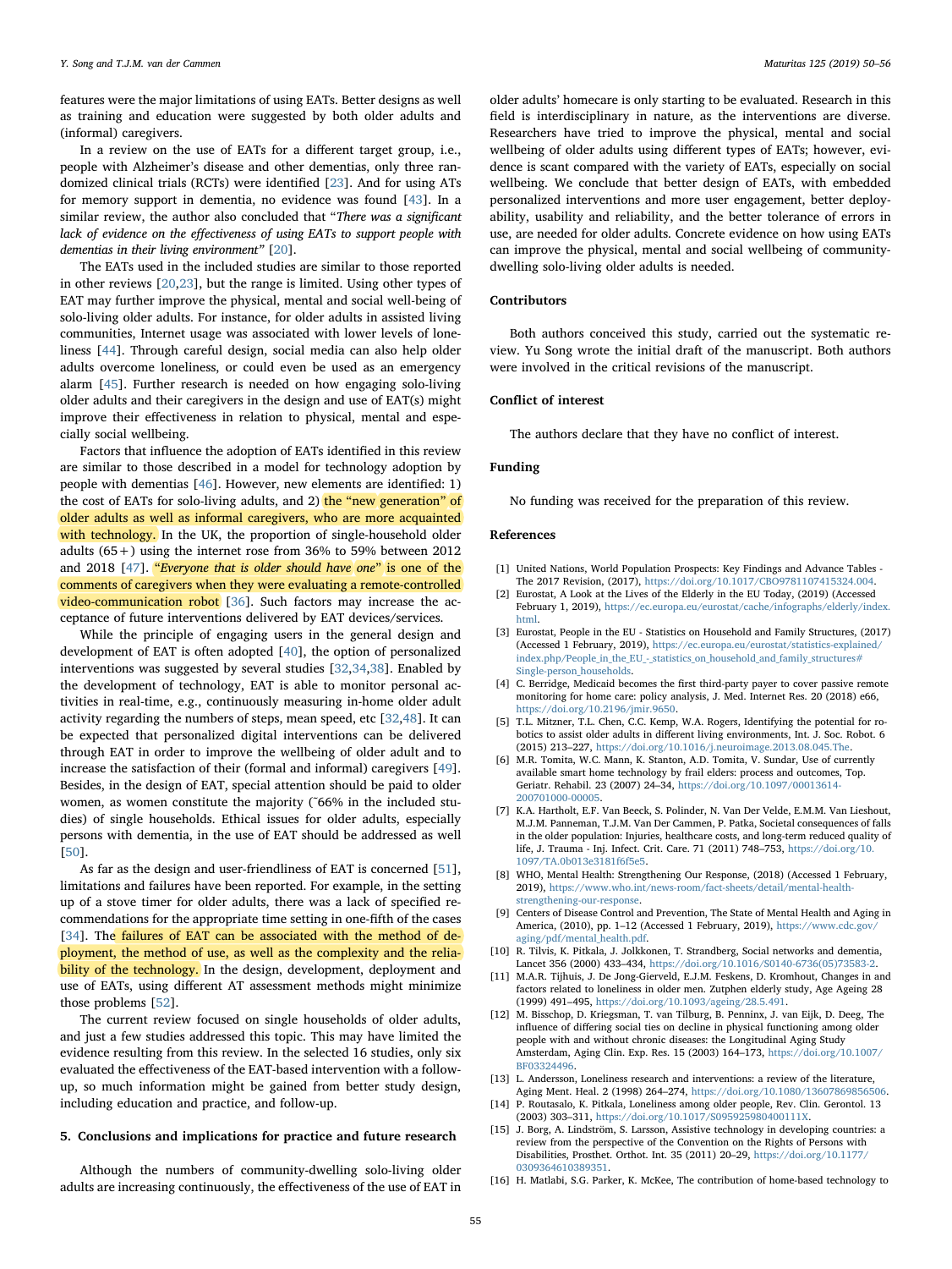features were the major limitations of using EATs. Better designs as well as training and education were suggested by both older adults and (informal) caregivers.

In a review on the use of EATs for a different target group, i.e., people with Alzheimer's disease and other dementias, only three randomized clinical trials (RCTs) were identified [23]. And for using ATs for memory support in dementia, no evidence was found [43]. In a similar review, the author also concluded that "*There was a significant lack of evidence on the effectiveness of using EATs to support people with dementias in their living environment*" [20].

The EATs used in the included studies are similar to those reported in other reviews [20,23], but the range is limited. Using other types of EAT may further improve the physical, mental and social well-being of solo-living older adults. For instance, for older adults in assisted living communities, Internet usage was associated with lower levels of loneliness [44]. Through careful design, social media can also help older adults overcome loneliness, or could even be used as an emergency alarm [45]. Further research is needed on how engaging solo-living older adults and their caregivers in the design and use of EAT(s) might improve their effectiveness in relation to physical, mental and especially social wellbeing.

Factors that influence the adoption of EATs identified in this review are similar to those described in a model for technology adoption by people with dementias [46]. However, new elements are identified: 1) the cost of EATs for solo-living adults, and 2) the "new generation" of older adults as well as informal caregivers, who are more acquainted with technology. In the UK, the proportion of single-household older adults (65+) using the internet rose from 36% to 59% between 2012 and 2018 [47]. "*Everyone that is older should have one*" is one of the comments of caregivers when they were evaluating a remote-controlled video-communication robot [36]. Such factors may increase the acceptance of future interventions delivered by EAT devices/services.

While the principle of engaging users in the general design and development of EAT is often adopted [40], the option of personalized interventions was suggested by several studies [32,34,38]. Enabled by the development of technology, EAT is able to monitor personal activities in real-time, e.g., continuously measuring in-home older adult activity regarding the numbers of steps, mean speed, etc [32,48]. It can be expected that personalized digital interventions can be delivered through EAT in order to improve the wellbeing of older adult and to increase the satisfaction of their (formal and informal) caregivers [49]. Besides, in the design of EAT, special attention should be paid to older women, as women constitute the majority (~66% in the included studies) of single households. Ethical issues for older adults, especially persons with dementia, in the use of EAT should be addressed as well [50].

As far as the design and user-friendliness of EAT is concerned [51], limitations and failures have been reported. For example, in the setting up of a stove timer for older adults, there was a lack of specified recommendations for the appropriate time setting in one-fifth of the cases [34]. The failures of EAT can be associated with the method of deployment, the method of use, as well as the complexity and the reliability of the technology. In the design, development, deployment and use of EATs, using different AT assessment methods might minimize those problems [52].

The current review focused on single households of older adults, and just a few studies addressed this topic. This may have limited the evidence resulting from this review. In the selected 16 studies, only six evaluated the effectiveness of the EAT-based intervention with a follow-up, so much information might be gained from better study design, including education and practice, and follow-up.

## 5. Conclusions and implications for practice and future research

Although the numbers of community-dwelling solo-living older adults are increasing continuously, the effectiveness of the use of EAT in older adults' homecare is only starting to be evaluated. Research in this field is interdisciplinary in nature, as the interventions are diverse. Researchers have tried to improve the physical, mental and social wellbeing of older adults using different types of EATs; however, evidence is scant compared with the variety of EATs, especially on social wellbeing. We conclude that better design of EATs, with embedded personalized interventions and more user engagement, better deployability, usability and reliability, and the better tolerance of errors in use, are needed for older adults. Concrete evidence on how using EATs can improve the physical, mental and social wellbeing of community-dwelling solo-living older adults is needed.

## Contributors

Both authors conceived this study, carried out the systematic review. Yu Song wrote the initial draft of the manuscript. Both authors were involved in the critical revisions of the manuscript.

## Conflict of interest

The authors declare that they have no conflict of interest.

## Funding

No funding was received for the preparation of this review.

## References

[1] United Nations, World Population Prospects: Key Findings and Advance Tables - The 2017 Revision, (2017), https://doi.org/10.1017/CBO9781107415324.004.

[2] Eurostat, A Look at the Lives of the Elderly in the EU Today, (2019) (Accessed February 1, 2019), https://ec.europa.eu/eurostat/cache/infographs/elderly/index.html.

[3] Eurostat, People in the EU - Statistics on Household and Family Structures, (2017) (Accessed 1 February, 2019), https://ec.europa.eu/eurostat/statistics-explained/index.php/People_in_the_EU_-_statistics_on_household_and_family_structures#Single-person_households.

[4] C. Berridge, Medicaid becomes the first third-party payer to cover passive remote monitoring for home care: policy analysis, J. Med. Internet Res. 20 (2018) e66, https://doi.org/10.2196/jmir.9650.

[5] T.L. Mitzner, T.L. Chen, C.C. Kemp, W.A. Rogers, Identifying the potential for robotics to assist older adults in different living environments, Int. J. Soc. Robot. 6 (2015) 213–227, https://doi.org/10.1016/j.neuroimage.2013.08.045.The.

[6] M.R. Tomita, W.C. Mann, K. Stanton, A.D. Tomita, V. Sundar, Use of currently available smart home technology by frail elders: process and outcomes, Top. Geriatr. Rehabil. 23 (2007) 24–34, https://doi.org/10.1097/00013614-200701000-00005.

[7] K.A. Hartholt, E.F. Van Beeck, S. Polinder, N. Van Der Velde, E.M.M. Van Lieshout, M.J.M. Panneman, T.J.M. Van Der Cammen, P. Patka, Societal consequences of falls in the older population: Injuries, healthcare costs, and long-term reduced quality of life, J. Trauma - Inj. Infect. Crit. Care. 71 (2011) 748–753, https://doi.org/10.1097/TA.0b013e3181f6f5e5.

[8] WHO, Mental Health: Strengthening Our Response, (2018) (Accessed 1 February, 2019), https://www.who.int/news-room/fact-sheets/detail/mental-health-strengthening-our-response.

[9] Centers of Disease Control and Prevention, The State of Mental Health and Aging in America, (2010), pp. 1–12 (Accessed 1 February, 2019), https://www.cdc.gov/aging/pdf/mental_health.pdf.

[10] R. Tilvis, K. Pitkala, J. Jolkkonen, T. Strandberg, Social networks and dementia, Lancet 356 (2000) 433–434, https://doi.org/10.1016/S0140-6736(05)73583-2.

[11] M.A.R. Tijhuis, J. De Jong-Gierveld, E.J.M. Feskens, D. Kromhout, Changes in and factors related to loneliness in older men. Zutphen elderly study, Age Ageing 28 (1999) 491–495, https://doi.org/10.1093/ageing/28.5.491.

[12] M. Bisschop, D. Kriegsman, T. van Tilburg, B. Penninx, J. van Eijk, D. Deeg, The influence of differing social ties on decline in physical functioning among older people with and without chronic diseases: the Longitudinal Aging Study Amsterdam, Aging Clin. Exp. Res. 15 (2003) 164–173, https://doi.org/10.1007/BF03324496.

[13] L. Andersson, Loneliness research and interventions: a review of the literature, Aging Ment. Heal. 2 (1998) 264–274, https://doi.org/10.1080/13607869856506.

[14] P. Routasalo, K. Pitkala, Loneliness among older people, Rev. Clin. Gerontol. 13 (2003) 303–311, https://doi.org/10.1017/S095925980400111X.

[15] J. Borg, A. Lindström, S. Larsson, Assistive technology in developing countries: a review from the perspective of the Convention on the Rights of Persons with Disabilities, Prosthet. Orthot. Int. 35 (2011) 20–29, https://doi.org/10.1177/0309364610389351.

[16] H. Matlabi, S.G. Parker, K. McKee, The contribution of home-based technology to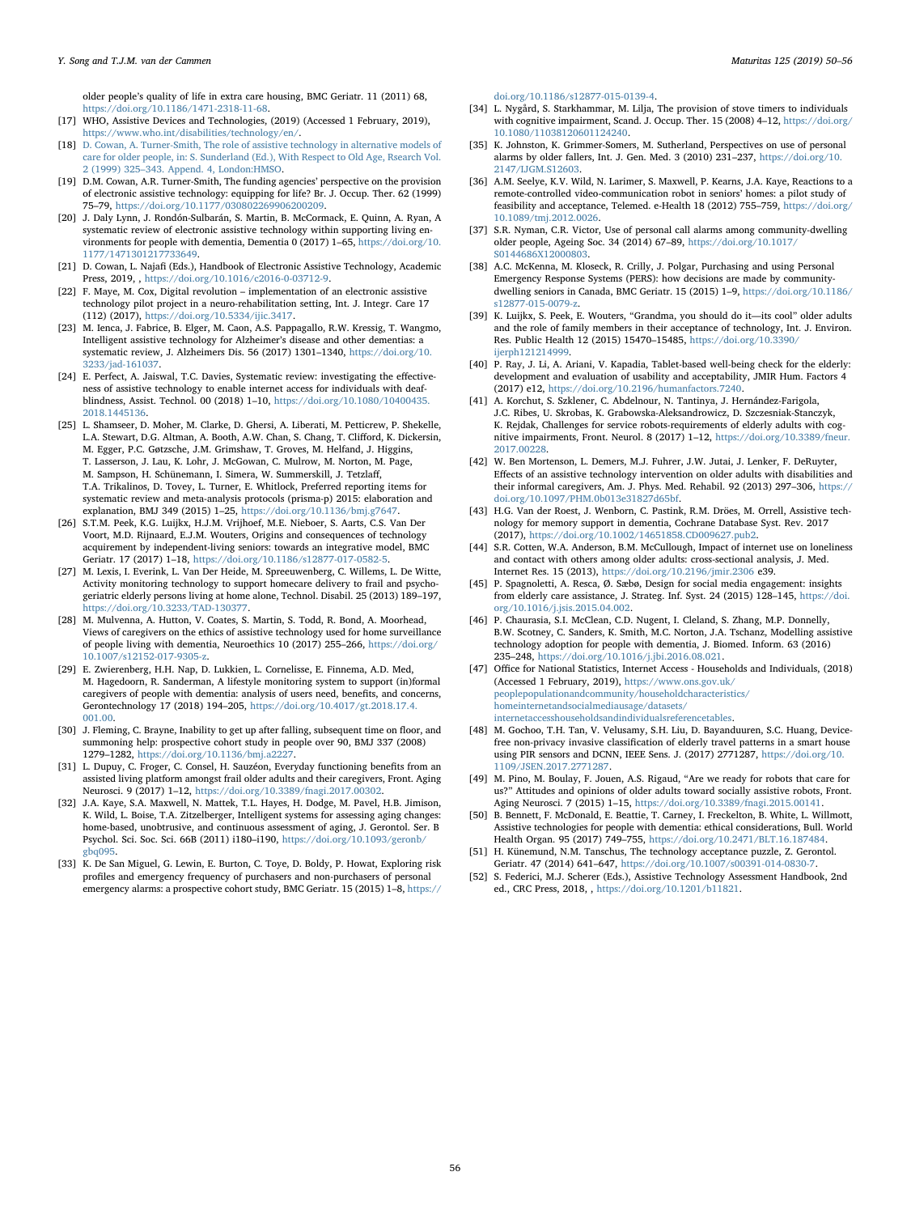older people's quality of life in extra care housing, BMC Geriatr. 11 (2011) 68, https://doi.org/10.1186/1471-2318-11-68.

[17] WHO, Assistive Devices and Technologies, (2019) (Accessed 1 February, 2019), https://www.who.int/disabilities/technology/en/.

[18] D. Cowan, A. Turner-Smith, The role of assistive technology in alternative models of care for older people, in: S. Sunderland (Ed.), With Respect to Old Age, Rsearch Vol. 2 (1999) 325–343. Append. 4, London:HMSO.

[19] D.M. Cowan, A.R. Turner-Smith, The funding agencies' perspective on the provision of electronic assistive technology: equipping for life? Br. J. Occup. Ther. 62 (1999) 75–79, https://doi.org/10.1177/030802269906200209.

[20] J. Daly Lynn, J. Rondón-Sulbarán, S. Martin, B. McCormack, E. Quinn, A. Ryan, A systematic review of electronic assistive technology within supporting living environments for people with dementia, Dementia 0 (2017) 1–65, https://doi.org/10.1177/1471301217733649.

[21] D. Cowan, L. Najafi (Eds.), Handbook of Electronic Assistive Technology, Academic Press, 2019, , https://doi.org/10.1016/c2016-0-03712-9.

[22] F. Maye, M. Cox, Digital revolution – implementation of an electronic assistive technology pilot project in a neuro-rehabilitation setting, Int. J. Integr. Care 17 (112) (2017), https://doi.org/10.5334/ijic.3417.

[23] M. Ienca, J. Fabrice, B. Elger, M. Caon, A.S. Pappagallo, R.W. Kressig, T. Wangmo, Intelligent assistive technology for Alzheimer's disease and other dementias: a systematic review, J. Alzheimers Dis. 56 (2017) 1301–1340, https://doi.org/10.3233/jad-161037.

[24] E. Perfect, A. Jaiswal, T.C. Davies, Systematic review: investigating the effectiveness of assistive technology to enable internet access for individuals with deafblindness, Assist. Technol. 00 (2018) 1–10, https://doi.org/10.1080/10400435.2018.1445136.

[25] L. Shamseer, D. Moher, M. Clarke, D. Ghersi, A. Liberati, M. Petticrew, P. Shekelle, L.A. Stewart, D.G. Altman, A. Booth, A.W. Chan, S. Chang, T. Clifford, K. Dickersin, M. Egger, P.C. Gøtzsche, J.M. Grimshaw, T. Groves, M. Helfand, J. Higgins, T. Lasserson, J. Lau, K. Lohr, J. McGowan, C. Mulrow, M. Norton, M. Page, M. Sampson, H. Schünemann, I. Simera, W. Summerskill, J. Tetzlaff, T.A. Trikalinos, D. Tovey, L. Turner, E. Whitlock, Preferred reporting items for systematic review and meta-analysis protocols (prisma-p) 2015: elaboration and explanation, BMJ 349 (2015) 1–25, https://doi.org/10.1136/bmj.g7647.

[26] S.T.M. Peek, K.G. Luijkx, H.J.M. Vrijhoef, M.E. Nieboer, S. Aarts, C.S. Van Der Voort, M.D. Rijnaard, E.J.M. Wouters, Origins and consequences of technology acquirement by independent-living seniors: towards an integrative model, BMC Geriatr. 17 (2017) 1–18, https://doi.org/10.1186/s12877-017-0582-5.

[27] M. Lexis, I. Everink, L. Van Der Heide, M. Spreeuwenberg, C. Willems, L. De Witte, Activity monitoring technology to support homecare delivery to frail and psychogeriatric elderly persons living at home alone, Technol. Disabil. 25 (2013) 189–197, https://doi.org/10.3233/TAD-130377.

[28] M. Mulvenna, A. Hutton, V. Coates, S. Martin, S. Todd, R. Bond, A. Moorhead, Views of caregivers on the ethics of assistive technology used for home surveillance of people living with dementia, Neuroethics 10 (2017) 255–266, https://doi.org/10.1007/s12152-017-9305-z.

[29] E. Zwierenberg, H.H. Nap, D. Lukkien, L. Cornelisse, E. Finnema, A.D. Med, M. Hagedoorn, R. Sanderman, A lifestyle monitoring system to support (in)formal caregivers of people with dementia: analysis of users need, benefits, and concerns, Gerontechnology 17 (2018) 194–205, https://doi.org/10.4017/gt.2018.17.4.001.00.

[30] J. Fleming, C. Brayne, Inability to get up after falling, subsequent time on floor, and summoning help: prospective cohort study in people over 90, BMJ 337 (2008) 1279–1282, https://doi.org/10.1136/bmj.a2227.

[31] L. Dupuy, C. Froger, C. Consel, H. Sauzéon, Everyday functioning benefits from an assisted living platform amongst frail older adults and their caregivers, Front. Aging Neurosci. 9 (2017) 1–12, https://doi.org/10.3389/fnagi.2017.00302.

[32] J.A. Kaye, S.A. Maxwell, N. Mattek, T.L. Hayes, H. Dodge, M. Pavel, H.B. Jimison, K. Wild, L. Boise, T.A. Zitzelberger, Intelligent systems for assessing aging changes: home-based, unobtrusive, and continuous assessment of aging, J. Gerontol. Ser. B Psychol. Sci. Soc. Sci. 66B (2011) i180–i190, https://doi.org/10.1093/geronb/gbq095.

[33] K. De San Miguel, G. Lewin, E. Burton, C. Toye, D. Boldy, P. Howat, Exploring risk profiles and emergency frequency of purchasers and non-purchasers of personal emergency alarms: a prospective cohort study, BMC Geriatr. 15 (2015) 1–8, https://doi.org/10.1186/s12877-015-0139-4.

[34] L. Nygård, S. Starkhammar, M. Lilja, The provision of stove timers to individuals with cognitive impairment, Scand. J. Occup. Ther. 15 (2008) 4–12, https://doi.org/10.1080/11038120601124240.

[35] K. Johnston, K. Grimmer-Somers, M. Sutherland, Perspectives on use of personal alarms by older fallers, Int. J. Gen. Med. 3 (2010) 231–237, https://doi.org/10.2147/IJGM.S12603.

[36] A.M. Seelye, K.V. Wild, N. Larimer, S. Maxwell, P. Kearns, J.A. Kaye, Reactions to a remote-controlled video-communication robot in seniors' homes: a pilot study of feasibility and acceptance, Telemed. e-Health 18 (2012) 755–759, https://doi.org/10.1089/tmj.2012.0026.

[37] S.R. Nyman, C.R. Victor, Use of personal call alarms among community-dwelling older people, Ageing Soc. 34 (2014) 67–89, https://doi.org/10.1017/S0144686X12000803.

[38] A.C. McKenna, M. Kloseck, R. Crilly, J. Polgar, Purchasing and using Personal Emergency Response Systems (PERS): how decisions are made by community-dwelling seniors in Canada, BMC Geriatr. 15 (2015) 1–9, https://doi.org/10.1186/s12877-015-0079-z.

[39] K. Luijkx, S. Peek, E. Wouters, "Grandma, you should do it—its cool" older adults and the role of family members in their acceptance of technology, Int. J. Environ. Res. Public Health 12 (2015) 15470–15485, https://doi.org/10.3390/ijerph121214999.

[40] P. Ray, J. Li, A. Ariani, V. Kapadia, Tablet-based well-being check for the elderly: development and evaluation of usability and acceptability, JMIR Hum. Factors 4 (2017) e12, https://doi.org/10.2196/humanfactors.7240.

[41] A. Korchut, S. Szklener, C. Abdelnour, N. Tantinya, J. Hernández-Farigola, J.C. Ribes, U. Skrobas, K. Grabowska-Aleksandrowicz, D. Szczesniak-Stanczyk, K. Rejdak, Challenges for service robots-requirements of elderly adults with cognitive impairments, Front. Neurol. 8 (2017) 1–12, https://doi.org/10.3389/fneur.2017.00228.

[42] W. Ben Mortenson, L. Demers, M.J. Fuhrer, J.W. Jutai, J. Lenker, F. DeRuyter, Effects of an assistive technology intervention on older adults with disabilities and their informal caregivers, Am. J. Phys. Med. Rehabil. 92 (2013) 297–306, https://doi.org/10.1097/PHM.0b013e31827d65bf.

[43] H.G. Van der Roest, J. Wenborn, C. Pastink, R.M. Dröes, M. Orrell, Assistive technology for memory support in dementia, Cochrane Database Syst. Rev. 2017 (2017), https://doi.org/10.1002/14651858.CD009627.pub2.

[44] S.R. Cotten, W.A. Anderson, B.M. McCullough, Impact of internet use on loneliness and contact with others among older adults: cross-sectional analysis, J. Med. Internet Res. 15 (2013), https://doi.org/10.2196/jmir.2306 e39.

[45] P. Spagnoletti, A. Resca, Ø. Sæbø, Design for social media engagement: insights from elderly care assistance, J. Strateg. Inf. Syst. 24 (2015) 128–145, https://doi.org/10.1016/j.jsis.2015.04.002.

[46] P. Chaurasia, S.I. McClean, C.D. Nugent, I. Cleland, S. Zhang, M.P. Donnelly, B.W. Scotney, C. Sanders, K. Smith, M.C. Norton, J.A. Tschanz, Modelling assistive technology adoption for people with dementia, J. Biomed. Inform. 63 (2016) 235–248, https://doi.org/10.1016/j.jbi.2016.08.021.

[47] Office for National Statistics, Internet Access - Households and Individuals, (2018) (Accessed 1 February, 2019), https://www.ons.gov.uk/peoplepopulationandcommunity/householdcharacteristics/homeinternetandsocialmediausage/datasets/internetaccesshouseholdsandindividualsreferencetables.

[48] M. Gochoo, T.H. Tan, V. Velusamy, S.H. Liu, D. Bayanduuren, S.C. Huang, Device-free non-privacy invasive classification of elderly travel patterns in a smart house using PIR sensors and DCNN, IEEE Sens. J. (2017) 2771287, https://doi.org/10.1109/JSEN.2017.2771287.

[49] M. Pino, M. Boulay, F. Jouen, A.S. Rigaud, "Are we ready for robots that care for us?" Attitudes and opinions of older adults toward socially assistive robots, Front. Aging Neurosci. 7 (2015) 1–15, https://doi.org/10.3389/fnagi.2015.00141.

[50] B. Bennett, F. McDonald, E. Beattie, T. Carney, I. Freckelton, B. White, L. Willmott, Assistive technologies for people with dementia: ethical considerations, Bull. World Health Organ. 95 (2017) 749–755, https://doi.org/10.2471/BLT.16.187484.

[51] H. Künemund, N.M. Tanschus, The technology acceptance puzzle, Z. Gerontol. Geriatr. 47 (2014) 641–647, https://doi.org/10.1007/s00391-014-0830-7.

[52] S. Federici, M.J. Scherer (Eds.), Assistive Technology Assessment Handbook, 2nd ed., CRC Press, 2018, , https://doi.org/10.1201/b11821.